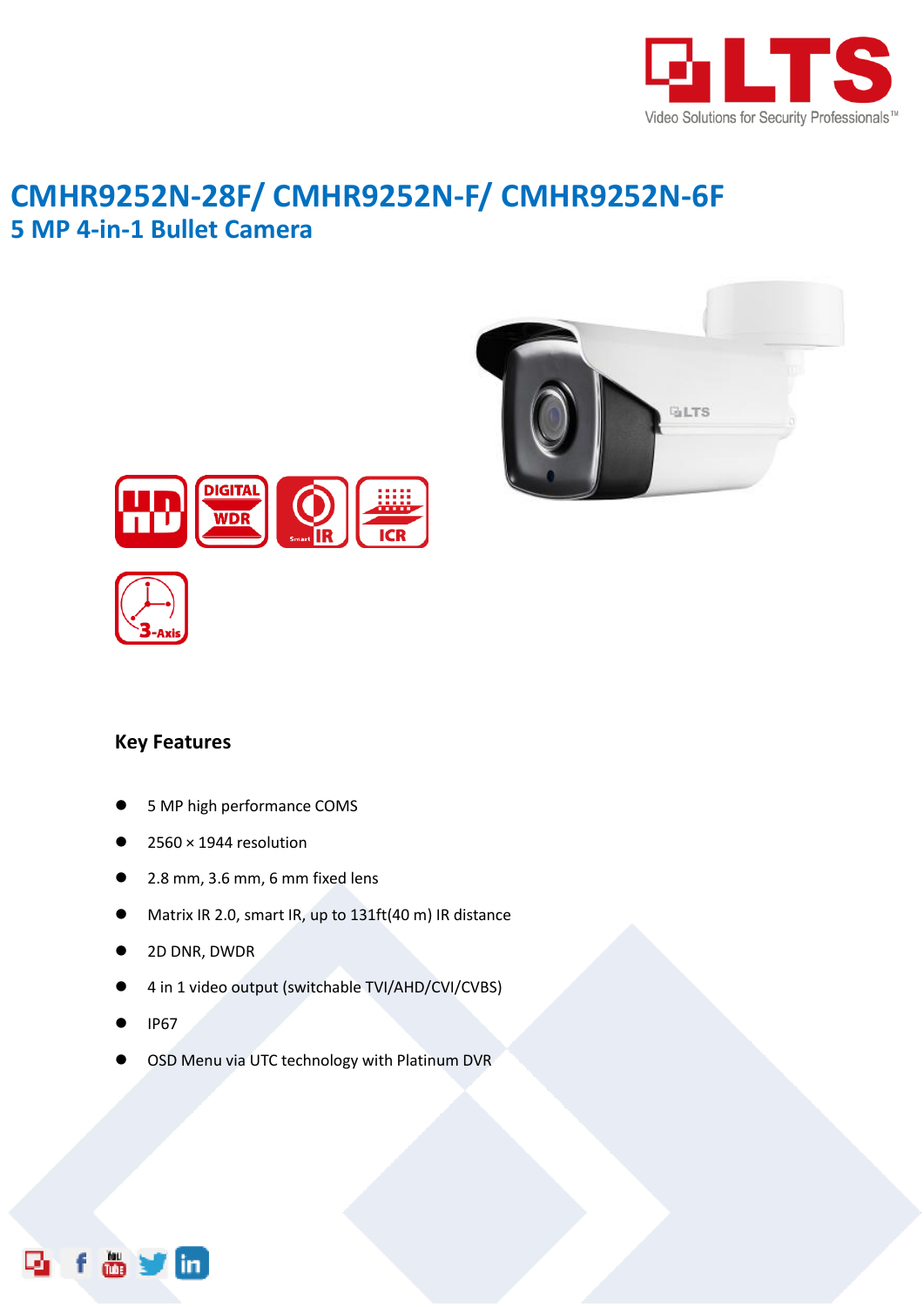# CMHR9252N-28F/ CMHR9252N-F/ CMHR9252N-6F

## 5 MP 4-in-1 Bullet Camera

### Key Features

- 5 MP high performance COMS
- 2560 × 1944 resolution
- 2.8 mm, 3.6 mm, 6 mm fixed lens
- Matrix IR 2.0, smart IR, up to 131ft(40 m) IR distance
- 2D DNR, DWDR
- 4 in 1 video output (switchable TVI/AHD/CVI/CVBS)
- IP67
- OSD Menu via UTC technology with Platinum DVR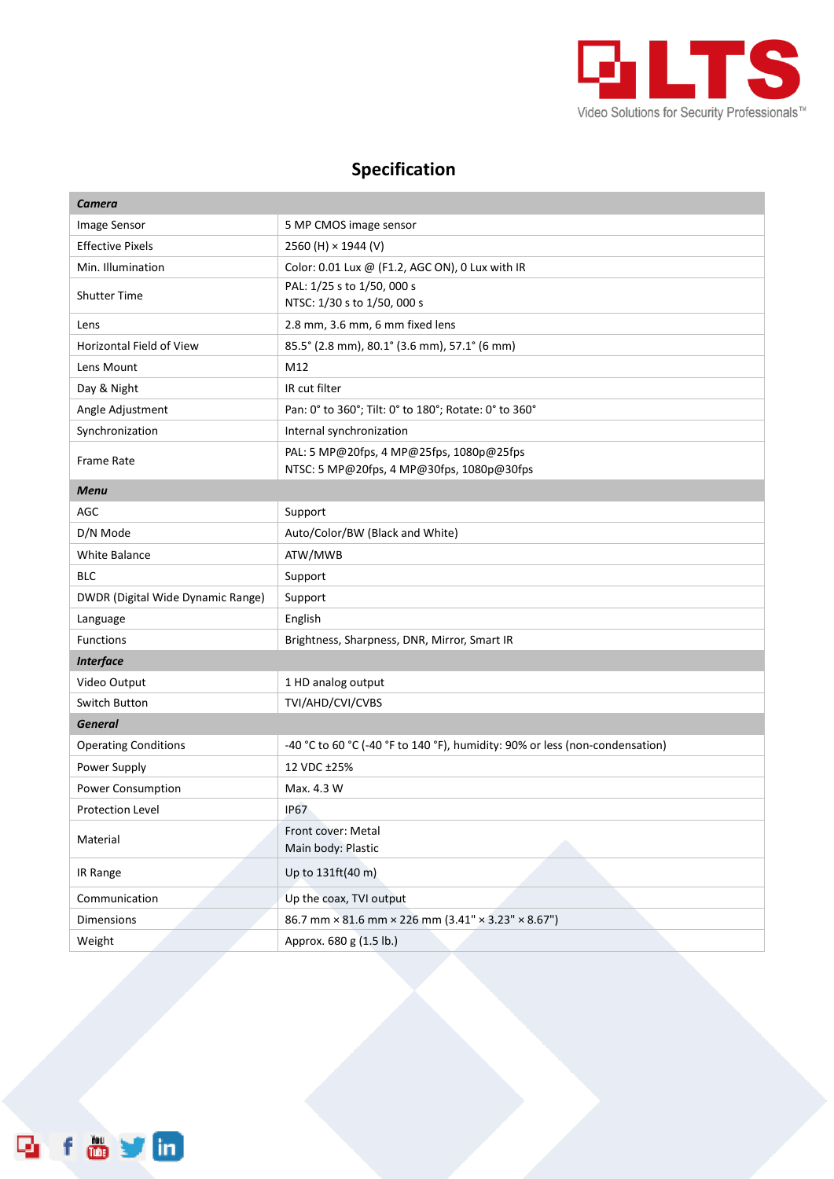## Specification

| Camera | |
|---|---|
| Image Sensor | 5 MP CMOS image sensor |
| Effective Pixels | 2560 (H) × 1944 (V) |
| Min. Illumination | Color: 0.01 Lux @ (F1.2, AGC ON), 0 Lux with IR |
| Shutter Time | PAL: 1/25 s to 1/50, 000 s<br>NTSC: 1/30 s to 1/50, 000 s |
| Lens | 2.8 mm, 3.6 mm, 6 mm fixed lens |
| Horizontal Field of View | 85.5° (2.8 mm), 80.1° (3.6 mm), 57.1° (6 mm) |
| Lens Mount | M12 |
| Day & Night | IR cut filter |
| Angle Adjustment | Pan: 0° to 360°; Tilt: 0° to 180°; Rotate: 0° to 360° |
| Synchronization | Internal synchronization |
| Frame Rate | PAL: 5 MP@20fps, 4 MP@25fps, 1080p@25fps<br>NTSC: 5 MP@20fps, 4 MP@30fps, 1080p@30fps |
| **Menu** | |
| AGC | Support |
| D/N Mode | Auto/Color/BW (Black and White) |
| White Balance | ATW/MWB |
| BLC | Support |
| DWDR (Digital Wide Dynamic Range) | Support |
| Language | English |
| Functions | Brightness, Sharpness, DNR, Mirror, Smart IR |
| **Interface** | |
| Video Output | 1 HD analog output |
| Switch Button | TVI/AHD/CVI/CVBS |
| **General** | |
| Operating Conditions | -40 °C to 60 °C (-40 °F to 140 °F), humidity: 90% or less (non-condensation) |
| Power Supply | 12 VDC ±25% |
| Power Consumption | Max. 4.3 W |
| Protection Level | IP67 |
| Material | Front cover: Metal<br>Main body: Plastic |
| IR Range | Up to 131ft(40 m) |
| Communication | Up the coax, TVI output |
| Dimensions | 86.7 mm × 81.6 mm × 226 mm (3.41" × 3.23" × 8.67") |
| Weight | Approx. 680 g (1.5 lb.) |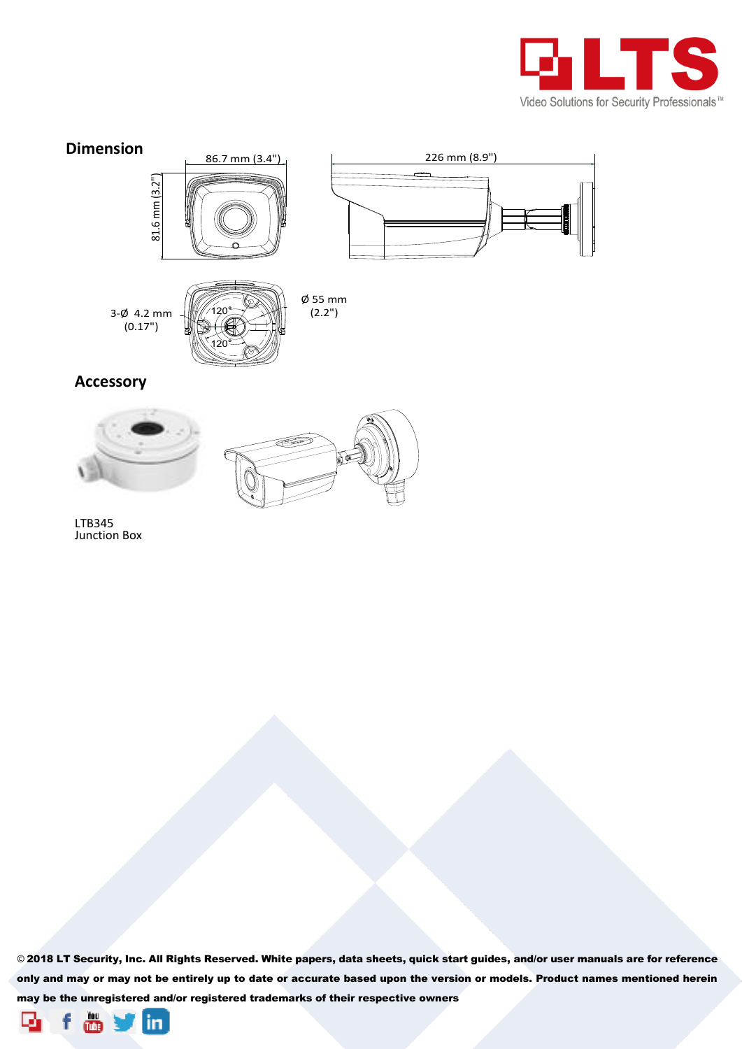## Dimension

86.7 mm (3.4")

81.6 mm (3.2")

226 mm (8.9")

3-Ø 4.2 mm (0.17")

120°

120°

Ø 55 mm (2.2")

## Accessory

LTB345
Junction Box

© 2018 LT Security, Inc. All Rights Reserved. White papers, data sheets, quick start guides, and/or user manuals are for reference only and may or may not be entirely up to date or accurate based upon the version or models. Product names mentioned herein may be the unregistered and/or registered trademarks of their respective owners